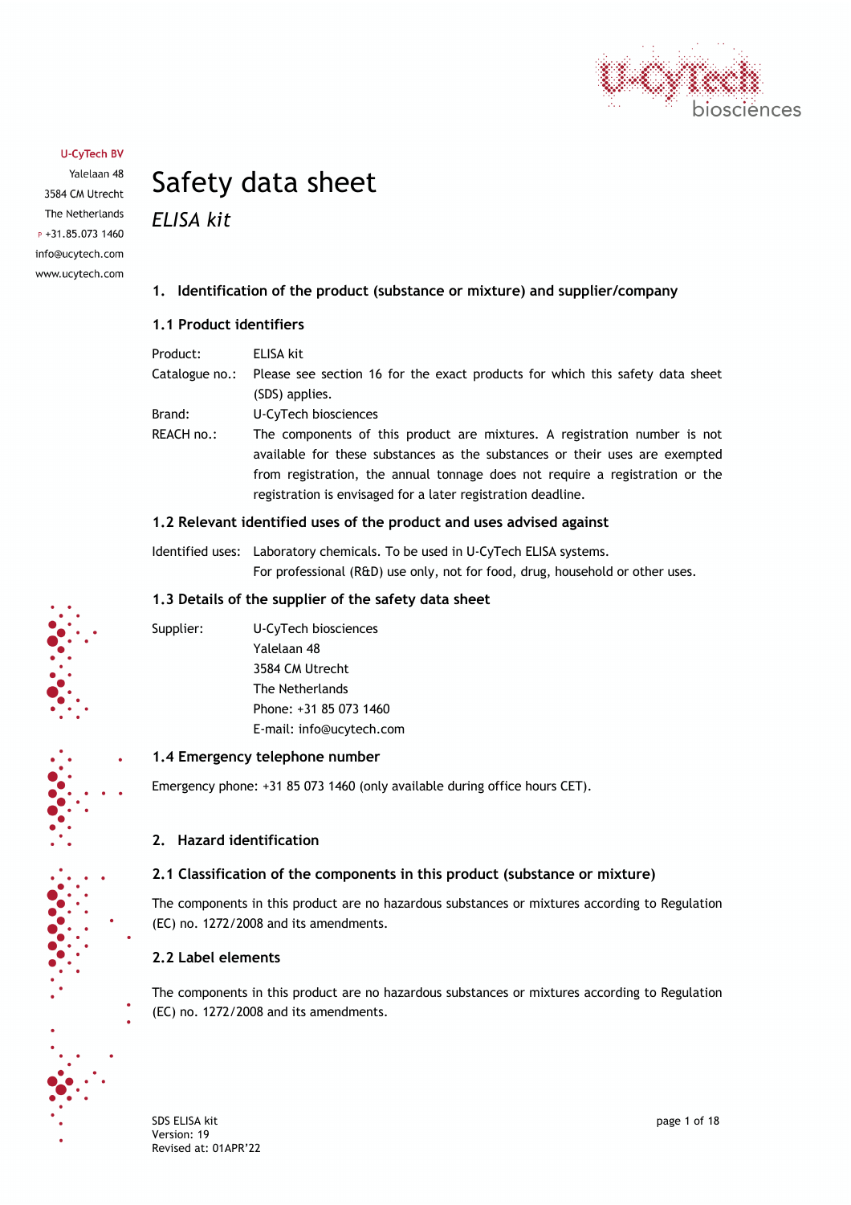U-CyTech BV
Yalelaan 48
3584 CM Utrecht
The Netherlands
P +31.85.073 1460
info@ucytech.com
www.ucytech.com

# Safety data sheet

*ELISA kit*

## 1. Identification of the product (substance or mixture) and supplier/company

### 1.1 Product identifiers

| | |
|---|---|
| Product: | ELISA kit |
| Catalogue no.: | Please see section 16 for the exact products for which this safety data sheet (SDS) applies. |
| Brand: | U-CyTech biosciences |
| REACH no.: | The components of this product are mixtures. A registration number is not available for these substances as the substances or their uses are exempted from registration, the annual tonnage does not require a registration or the registration is envisaged for a later registration deadline. |

### 1.2 Relevant identified uses of the product and uses advised against

Identified uses: Laboratory chemicals. To be used in U-CyTech ELISA systems.
For professional (R&D) use only, not for food, drug, household or other uses.

### 1.3 Details of the supplier of the safety data sheet

Supplier:
U-CyTech biosciences
Yalelaan 48
3584 CM Utrecht
The Netherlands
Phone: +31 85 073 1460
E-mail: info@ucytech.com

### 1.4 Emergency telephone number

Emergency phone: +31 85 073 1460 (only available during office hours CET).

## 2. Hazard identification

### 2.1 Classification of the components in this product (substance or mixture)

The components in this product are no hazardous substances or mixtures according to Regulation (EC) no. 1272/2008 and its amendments.

### 2.2 Label elements

The components in this product are no hazardous substances or mixtures according to Regulation (EC) no. 1272/2008 and its amendments.

SDS ELISA kit
Version: 19
Revised at: 01APR'22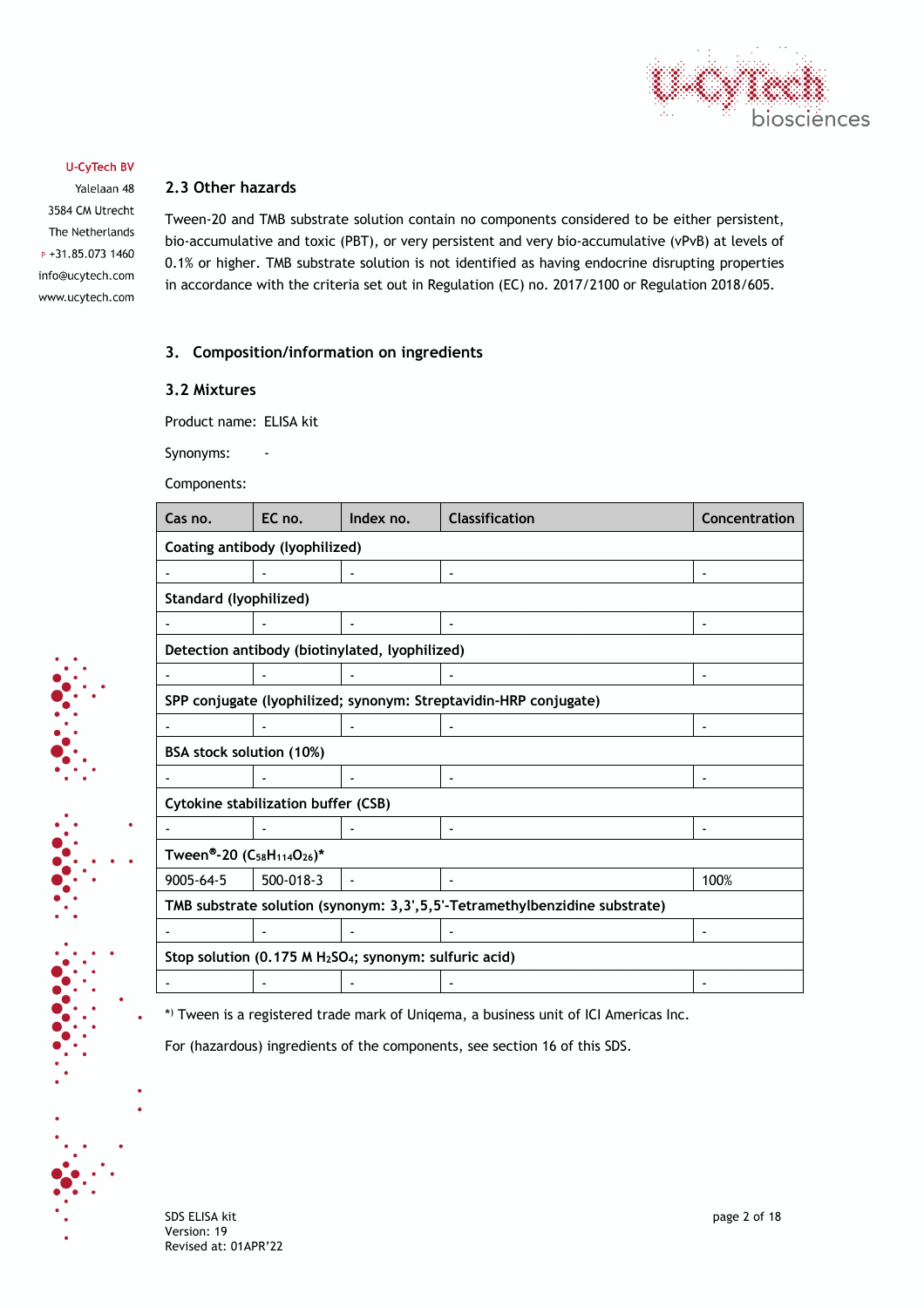## 2.3 Other hazards

Tween-20 and TMB substrate solution contain no components considered to be either persistent, bio-accumulative and toxic (PBT), or very persistent and very bio-accumulative (vPvB) at levels of 0.1% or higher. TMB substrate solution is not identified as having endocrine disrupting properties in accordance with the criteria set out in Regulation (EC) no. 2017/2100 or Regulation 2018/605.

## 3. Composition/information on ingredients

### 3.2 Mixtures

Product name: ELISA kit

Synonyms: -

Components:

| Cas no. | EC no. | Index no. | Classification | Concentration |
|---|---|---|---|---|
| **Coating antibody (lyophilized)** | | | | |
| - | - | - | - | - |
| **Standard (lyophilized)** | | | | |
| - | - | - | - | - |
| **Detection antibody (biotinylated, lyophilized)** | | | | |
| - | - | - | - | - |
| **SPP conjugate (lyophilized; synonym: Streptavidin-HRP conjugate)** | | | | |
| - | - | - | - | - |
| **BSA stock solution (10%)** | | | | |
| - | - | - | - | - |
| **Cytokine stabilization buffer (CSB)** | | | | |
| - | - | - | - | - |
| **Tween®-20 ($C_{58}H_{114}O_{26}$)*** | | | | |
| 9005-64-5 | 500-018-3 | - | - | 100% |
| **TMB substrate solution (synonym: 3,3',5,5'-Tetramethylbenzidine substrate)** | | | | |
| - | - | - | - | - |
| **Stop solution (0.175 M $H_2SO_4$; synonym: sulfuric acid)** | | | | |
| - | - | - | - | - |

*) Tween is a registered trade mark of Uniqema, a business unit of ICI Americas Inc.

For (hazardous) ingredients of the components, see section 16 of this SDS.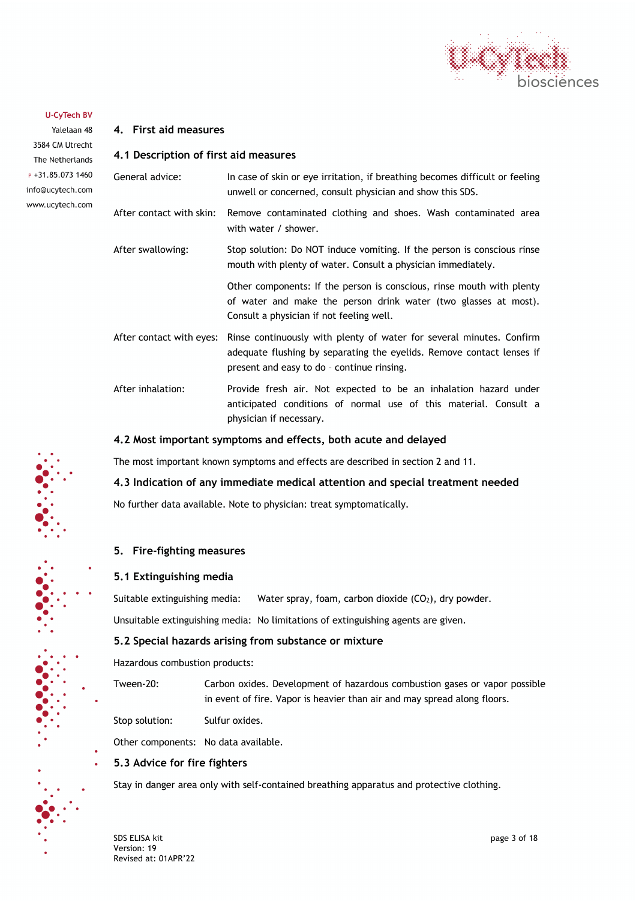## 4. First aid measures

### 4.1 Description of first aid measures

| | |
|---|---|
| General advice: | In case of skin or eye irritation, if breathing becomes difficult or feeling unwell or concerned, consult physician and show this SDS. |
| After contact with skin: | Remove contaminated clothing and shoes. Wash contaminated area with water / shower. |
| After swallowing: | Stop solution: Do NOT induce vomiting. If the person is conscious rinse mouth with plenty of water. Consult a physician immediately. |
| | Other components: If the person is conscious, rinse mouth with plenty of water and make the person drink water (two glasses at most). Consult a physician if not feeling well. |
| After contact with eyes: | Rinse continuously with plenty of water for several minutes. Confirm adequate flushing by separating the eyelids. Remove contact lenses if present and easy to do – continue rinsing. |
| After inhalation: | Provide fresh air. Not expected to be an inhalation hazard under anticipated conditions of normal use of this material. Consult a physician if necessary. |

### 4.2 Most important symptoms and effects, both acute and delayed

The most important known symptoms and effects are described in section 2 and 11.

### 4.3 Indication of any immediate medical attention and special treatment needed

No further data available. Note to physician: treat symptomatically.

## 5. Fire-fighting measures

### 5.1 Extinguishing media

Suitable extinguishing media: Water spray, foam, carbon dioxide ($CO_2$), dry powder.

Unsuitable extinguishing media: No limitations of extinguishing agents are given.

### 5.2 Special hazards arising from substance or mixture

Hazardous combustion products:

| | |
|---|---|
| Tween-20: | Carbon oxides. Development of hazardous combustion gases or vapor possible in event of fire. Vapor is heavier than air and may spread along floors. |
| Stop solution: | Sulfur oxides. |
| Other components: | No data available. |

### 5.3 Advice for fire fighters

Stay in danger area only with self-contained breathing apparatus and protective clothing.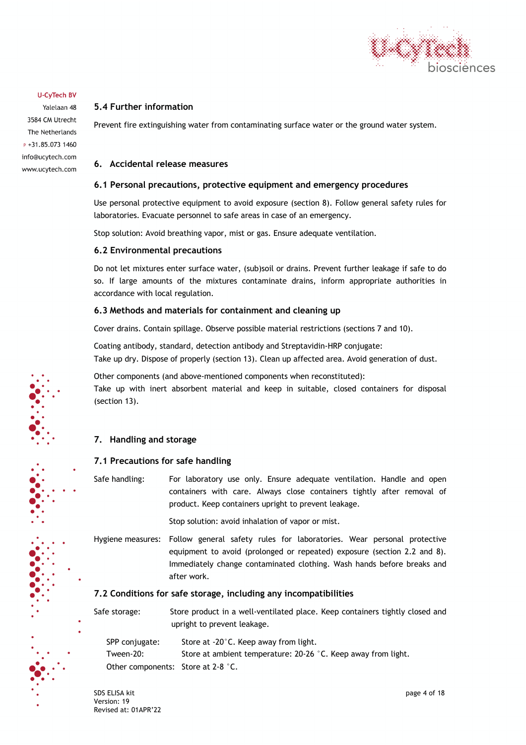### 5.4 Further information

Prevent fire extinguishing water from contaminating surface water or the ground water system.

## 6. Accidental release measures

### 6.1 Personal precautions, protective equipment and emergency procedures

Use personal protective equipment to avoid exposure (section 8). Follow general safety rules for laboratories. Evacuate personnel to safe areas in case of an emergency.

Stop solution: Avoid breathing vapor, mist or gas. Ensure adequate ventilation.

### 6.2 Environmental precautions

Do not let mixtures enter surface water, (sub)soil or drains. Prevent further leakage if safe to do so. If large amounts of the mixtures contaminate drains, inform appropriate authorities in accordance with local regulation.

### 6.3 Methods and materials for containment and cleaning up

Cover drains. Contain spillage. Observe possible material restrictions (sections 7 and 10).

Coating antibody, standard, detection antibody and Streptavidin-HRP conjugate:
Take up dry. Dispose of properly (section 13). Clean up affected area. Avoid generation of dust.

Other components (and above-mentioned components when reconstituted):
Take up with inert absorbent material and keep in suitable, closed containers for disposal (section 13).

## 7. Handling and storage

### 7.1 Precautions for safe handling

Safe handling: For laboratory use only. Ensure adequate ventilation. Handle and open containers with care. Always close containers tightly after removal of product. Keep containers upright to prevent leakage.

Stop solution: avoid inhalation of vapor or mist.

Hygiene measures: Follow general safety rules for laboratories. Wear personal protective equipment to avoid (prolonged or repeated) exposure (section 2.2 and 8). Immediately change contaminated clothing. Wash hands before breaks and after work.

### 7.2 Conditions for safe storage, including any incompatibilities

Safe storage: Store product in a well-ventilated place. Keep containers tightly closed and upright to prevent leakage.

SPP conjugate: Store at -20°C. Keep away from light.
Tween-20: Store at ambient temperature: 20-26 °C. Keep away from light.
Other components: Store at 2-8 °C.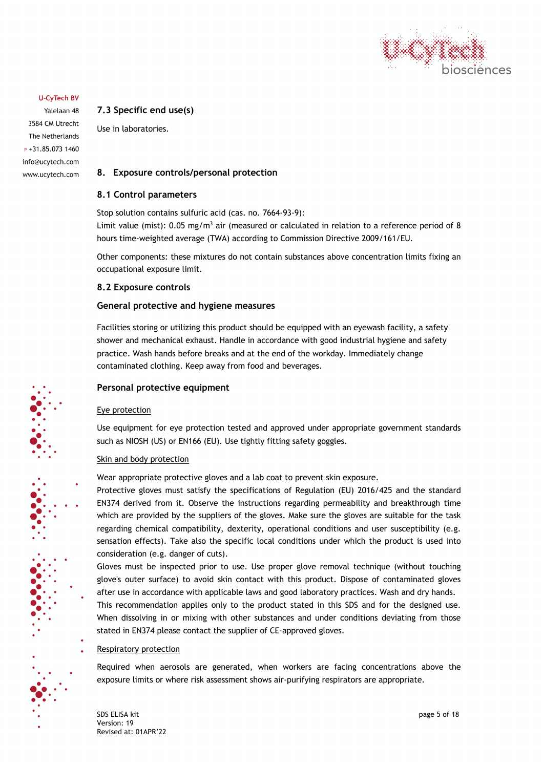### 7.3 Specific end use(s)

Use in laboratories.

## 8. Exposure controls/personal protection

### 8.1 Control parameters

Stop solution contains sulfuric acid (cas. no. 7664-93-9):
Limit value (mist): 0.05 mg/m$^3$ air (measured or calculated in relation to a reference period of 8 hours time-weighted average (TWA) according to Commission Directive 2009/161/EU.

Other components: these mixtures do not contain substances above concentration limits fixing an occupational exposure limit.

### 8.2 Exposure controls

#### General protective and hygiene measures

Facilities storing or utilizing this product should be equipped with an eyewash facility, a safety shower and mechanical exhaust. Handle in accordance with good industrial hygiene and safety practice. Wash hands before breaks and at the end of the workday. Immediately change contaminated clothing. Keep away from food and beverages.

#### Personal protective equipment

Eye protection

Use equipment for eye protection tested and approved under appropriate government standards such as NIOSH (US) or EN166 (EU). Use tightly fitting safety goggles.

Skin and body protection

Wear appropriate protective gloves and a lab coat to prevent skin exposure.
Protective gloves must satisfy the specifications of Regulation (EU) 2016/425 and the standard EN374 derived from it. Observe the instructions regarding permeability and breakthrough time which are provided by the suppliers of the gloves. Make sure the gloves are suitable for the task regarding chemical compatibility, dexterity, operational conditions and user susceptibility (e.g. sensation effects). Take also the specific local conditions under which the product is used into consideration (e.g. danger of cuts).
Gloves must be inspected prior to use. Use proper glove removal technique (without touching glove's outer surface) to avoid skin contact with this product. Dispose of contaminated gloves after use in accordance with applicable laws and good laboratory practices. Wash and dry hands.
This recommendation applies only to the product stated in this SDS and for the designed use. When dissolving in or mixing with other substances and under conditions deviating from those stated in EN374 please contact the supplier of CE-approved gloves.

Respiratory protection

Required when aerosols are generated, when workers are facing concentrations above the exposure limits or where risk assessment shows air-purifying respirators are appropriate.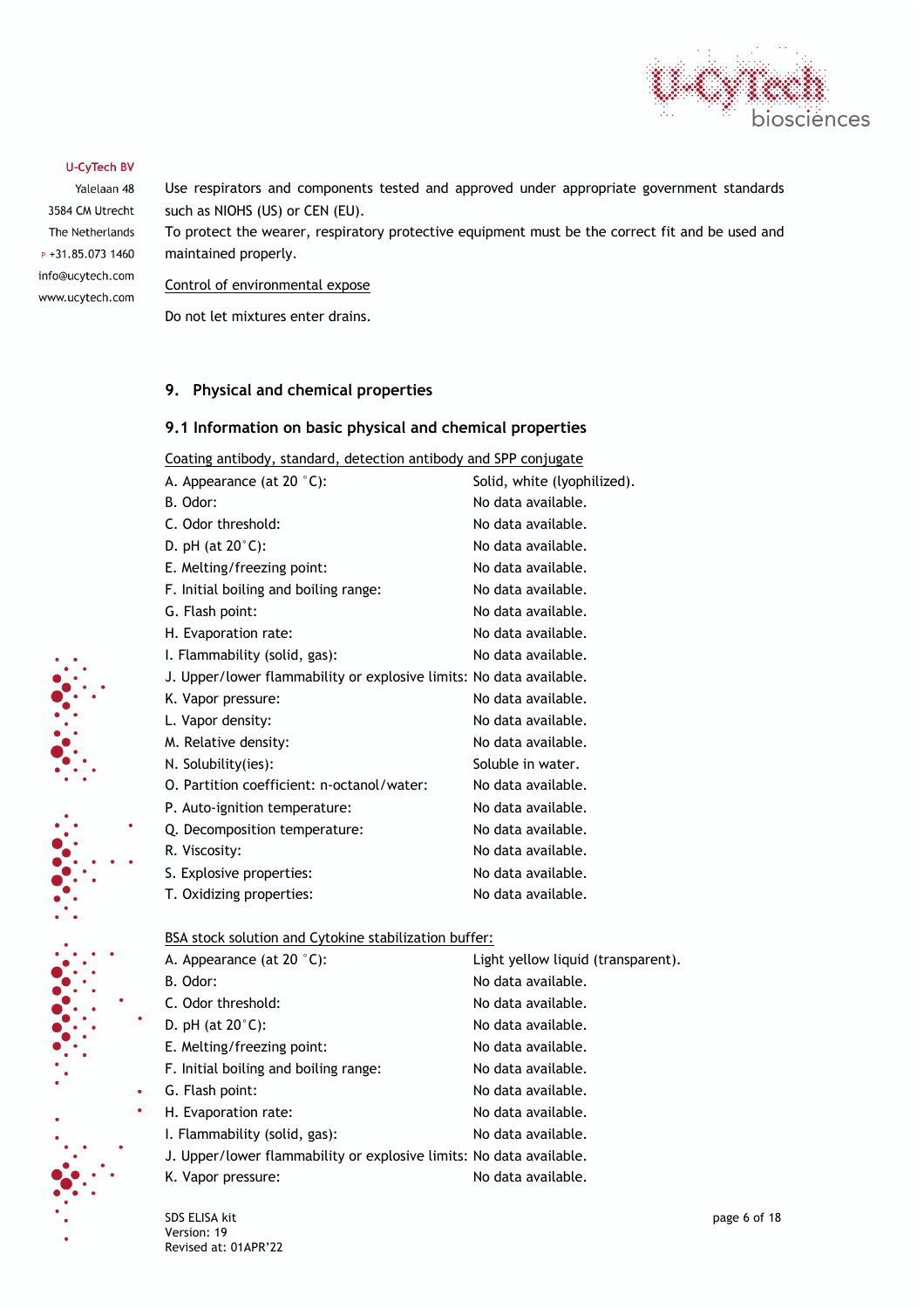Use respirators and components tested and approved under appropriate government standards such as NIOHS (US) or CEN (EU).
To protect the wearer, respiratory protective equipment must be the correct fit and be used and maintained properly.

Control of environmental expose

Do not let mixtures enter drains.

## 9. Physical and chemical properties

### 9.1 Information on basic physical and chemical properties

Coating antibody, standard, detection antibody and SPP conjugate

| | |
|---|---|
| A. Appearance (at 20 °C): | Solid, white (lyophilized). |
| B. Odor: | No data available. |
| C. Odor threshold: | No data available. |
| D. pH (at 20°C): | No data available. |
| E. Melting/freezing point: | No data available. |
| F. Initial boiling and boiling range: | No data available. |
| G. Flash point: | No data available. |
| H. Evaporation rate: | No data available. |
| I. Flammability (solid, gas): | No data available. |
| J. Upper/lower flammability or explosive limits: | No data available. |
| K. Vapor pressure: | No data available. |
| L. Vapor density: | No data available. |
| M. Relative density: | No data available. |
| N. Solubility(ies): | Soluble in water. |
| O. Partition coefficient: n-octanol/water: | No data available. |
| P. Auto-ignition temperature: | No data available. |
| Q. Decomposition temperature: | No data available. |
| R. Viscosity: | No data available. |
| S. Explosive properties: | No data available. |
| T. Oxidizing properties: | No data available. |

BSA stock solution and Cytokine stabilization buffer:

| | |
|---|---|
| A. Appearance (at 20 °C): | Light yellow liquid (transparent). |
| B. Odor: | No data available. |
| C. Odor threshold: | No data available. |
| D. pH (at 20°C): | No data available. |
| E. Melting/freezing point: | No data available. |
| F. Initial boiling and boiling range: | No data available. |
| G. Flash point: | No data available. |
| H. Evaporation rate: | No data available. |
| I. Flammability (solid, gas): | No data available. |
| J. Upper/lower flammability or explosive limits: | No data available. |
| K. Vapor pressure: | No data available. |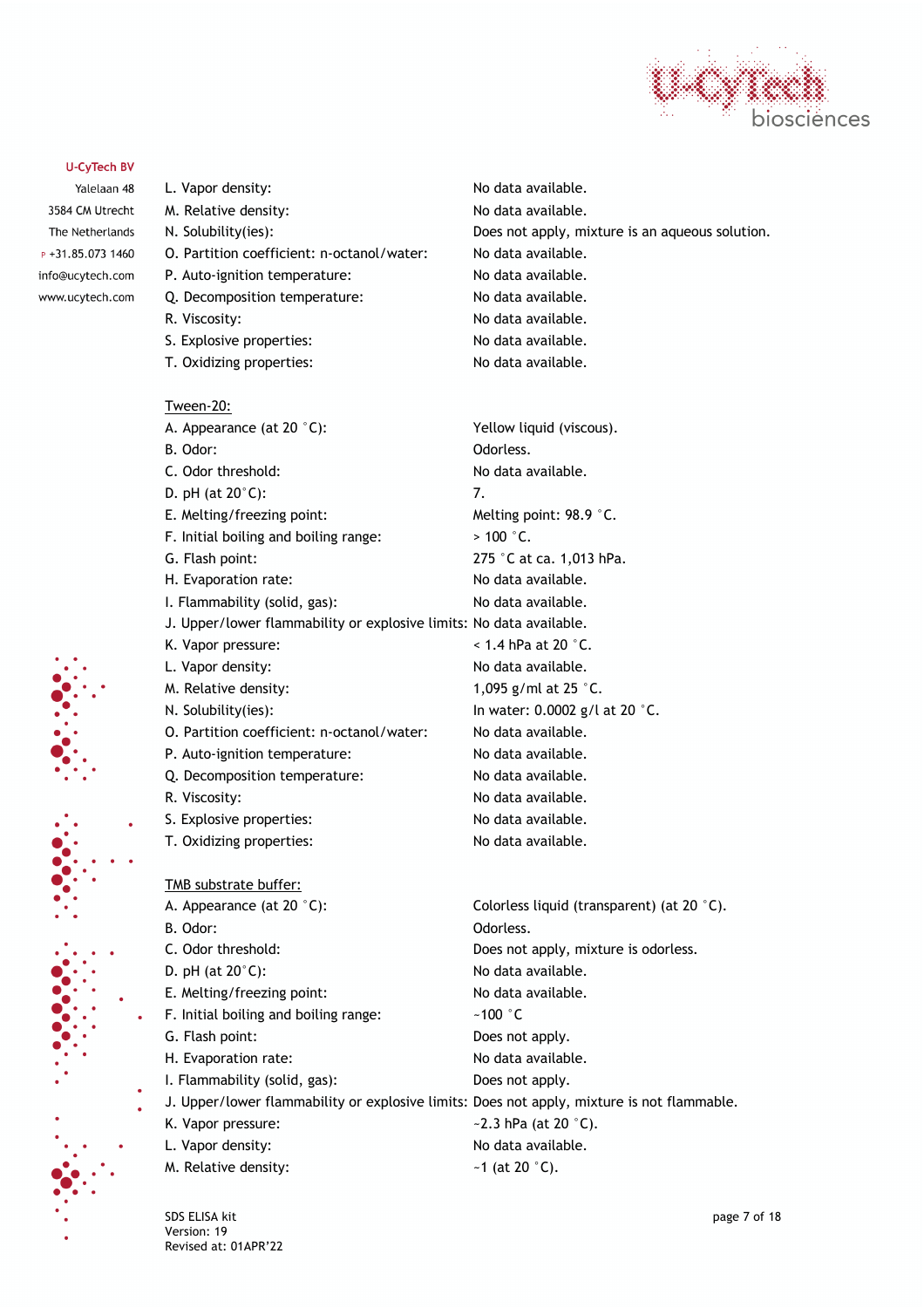| | |
|---|---|
| L. Vapor density: | No data available. |
| M. Relative density: | No data available. |
| N. Solubility(ies): | Does not apply, mixture is an aqueous solution. |
| O. Partition coefficient: n-octanol/water: | No data available. |
| P. Auto-ignition temperature: | No data available. |
| Q. Decomposition temperature: | No data available. |
| R. Viscosity: | No data available. |
| S. Explosive properties: | No data available. |
| T. Oxidizing properties: | No data available. |

Tween-20:

| | |
|---|---|
| A. Appearance (at 20 °C): | Yellow liquid (viscous). |
| B. Odor: | Odorless. |
| C. Odor threshold: | No data available. |
| D. pH (at 20°C): | 7. |
| E. Melting/freezing point: | Melting point: 98.9 °C. |
| F. Initial boiling and boiling range: | > 100 °C. |
| G. Flash point: | 275 °C at ca. 1,013 hPa. |
| H. Evaporation rate: | No data available. |
| I. Flammability (solid, gas): | No data available. |
| J. Upper/lower flammability or explosive limits: | No data available. |
| K. Vapor pressure: | < 1.4 hPa at 20 °C. |
| L. Vapor density: | No data available. |
| M. Relative density: | 1,095 g/ml at 25 °C. |
| N. Solubility(ies): | In water: 0.0002 g/l at 20 °C. |
| O. Partition coefficient: n-octanol/water: | No data available. |
| P. Auto-ignition temperature: | No data available. |
| Q. Decomposition temperature: | No data available. |
| R. Viscosity: | No data available. |
| S. Explosive properties: | No data available. |
| T. Oxidizing properties: | No data available. |

TMB substrate buffer:

| | |
|---|---|
| A. Appearance (at 20 °C): | Colorless liquid (transparent) (at 20 °C). |
| B. Odor: | Odorless. |
| C. Odor threshold: | Does not apply, mixture is odorless. |
| D. pH (at 20°C): | No data available. |
| E. Melting/freezing point: | No data available. |
| F. Initial boiling and boiling range: | ~100 °C |
| G. Flash point: | Does not apply. |
| H. Evaporation rate: | No data available. |
| I. Flammability (solid, gas): | Does not apply. |
| J. Upper/lower flammability or explosive limits: | Does not apply, mixture is not flammable. |
| K. Vapor pressure: | ~2.3 hPa (at 20 °C). |
| L. Vapor density: | No data available. |
| M. Relative density: | ~1 (at 20 °C). |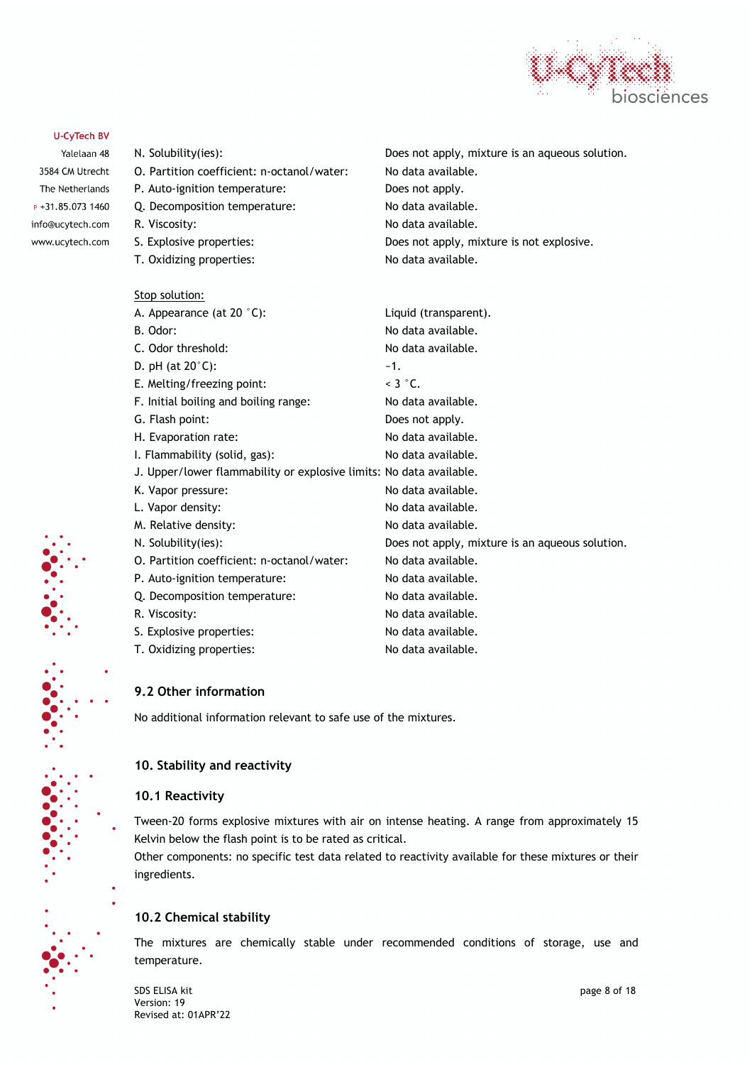| | |
|---|---|
| N. Solubility(ies): | Does not apply, mixture is an aqueous solution. |
| O. Partition coefficient: n-octanol/water: | No data available. |
| P. Auto-ignition temperature: | Does not apply. |
| Q. Decomposition temperature: | No data available. |
| R. Viscosity: | No data available. |
| S. Explosive properties: | Does not apply, mixture is not explosive. |
| T. Oxidizing properties: | No data available. |

Stop solution:

| | |
|---|---|
| A. Appearance (at 20 °C): | Liquid (transparent). |
| B. Odor: | No data available. |
| C. Odor threshold: | No data available. |
| D. pH (at 20°C): | ~1. |
| E. Melting/freezing point: | < 3 °C. |
| F. Initial boiling and boiling range: | No data available. |
| G. Flash point: | Does not apply. |
| H. Evaporation rate: | No data available. |
| I. Flammability (solid, gas): | No data available. |
| J. Upper/lower flammability or explosive limits: | No data available. |
| K. Vapor pressure: | No data available. |
| L. Vapor density: | No data available. |
| M. Relative density: | No data available. |
| N. Solubility(ies): | Does not apply, mixture is an aqueous solution. |
| O. Partition coefficient: n-octanol/water: | No data available. |
| P. Auto-ignition temperature: | No data available. |
| Q. Decomposition temperature: | No data available. |
| R. Viscosity: | No data available. |
| S. Explosive properties: | No data available. |
| T. Oxidizing properties: | No data available. |

### 9.2 Other information

No additional information relevant to safe use of the mixtures.

## 10. Stability and reactivity

### 10.1 Reactivity

Tween-20 forms explosive mixtures with air on intense heating. A range from approximately 15 Kelvin below the flash point is to be rated as critical.
Other components: no specific test data related to reactivity available for these mixtures or their ingredients.

### 10.2 Chemical stability

The mixtures are chemically stable under recommended conditions of storage, use and temperature.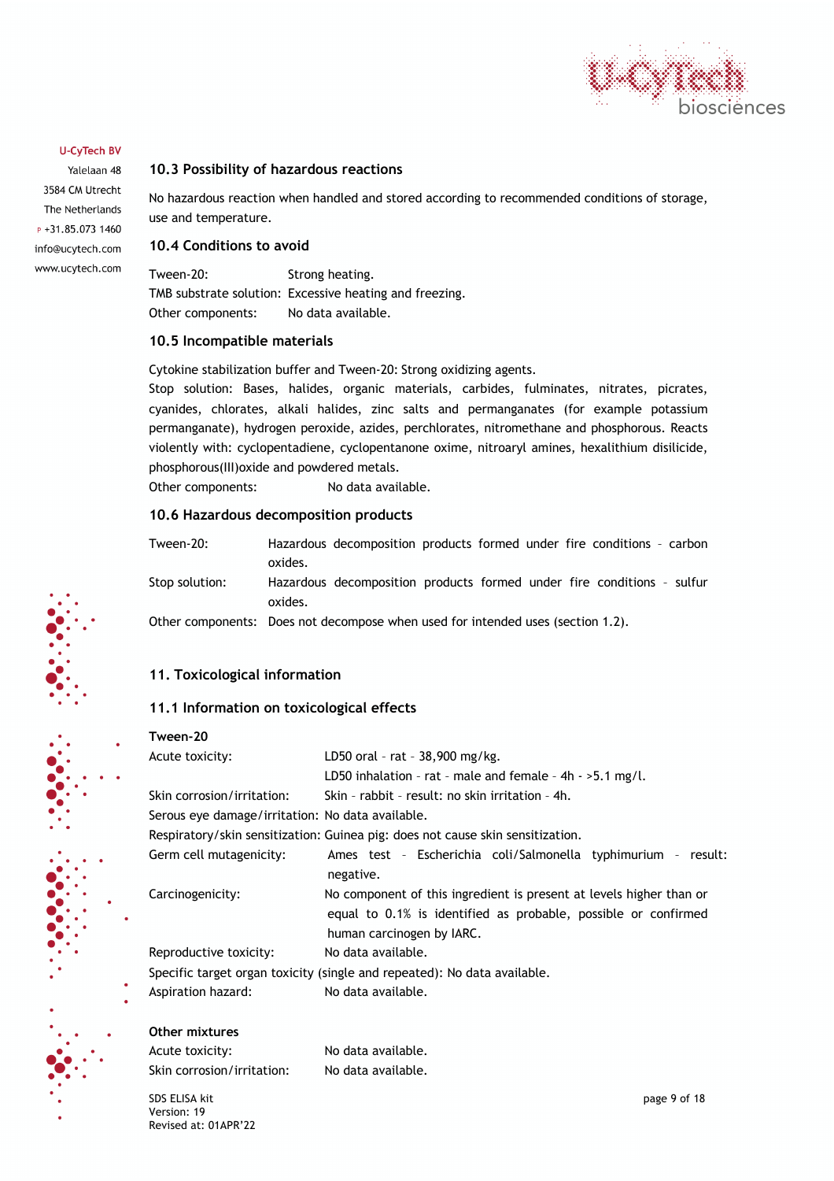## 10.3 Possibility of hazardous reactions

No hazardous reaction when handled and stored according to recommended conditions of storage, use and temperature.

## 10.4 Conditions to avoid

| | |
|---|---|
| Tween-20: | Strong heating. |
| TMB substrate solution: | Excessive heating and freezing. |
| Other components: | No data available. |

## 10.5 Incompatible materials

Cytokine stabilization buffer and Tween-20: Strong oxidizing agents.
Stop solution: Bases, halides, organic materials, carbides, fulminates, nitrates, picrates, cyanides, chlorates, alkali halides, zinc salts and permanganates (for example potassium permanganate), hydrogen peroxide, azides, perchlorates, nitromethane and phosphorous. Reacts violently with: cyclopentadiene, cyclopentanone oxime, nitroaryl amines, hexalithium disilicide, phosphorous(III)oxide and powdered metals.
Other components: No data available.

## 10.6 Hazardous decomposition products

| | |
|---|---|
| Tween-20: | Hazardous decomposition products formed under fire conditions - carbon oxides. |
| Stop solution: | Hazardous decomposition products formed under fire conditions - sulfur oxides. |
| Other components: | Does not decompose when used for intended uses (section 1.2). |

# 11. Toxicological information

## 11.1 Information on toxicological effects

**Tween-20**

| | |
|---|---|
| Acute toxicity: | LD50 oral - rat - 38,900 mg/kg.<br>LD50 inhalation - rat - male and female - 4h - >5.1 mg/l. |
| Skin corrosion/irritation: | Skin - rabbit - result: no skin irritation - 4h. |
| Serous eye damage/irritation: | No data available. |
| Respiratory/skin sensitization: | Guinea pig: does not cause skin sensitization. |
| Germ cell mutagenicity: | Ames test - Escherichia coli/Salmonella typhimurium - result: negative. |
| Carcinogenicity: | No component of this ingredient is present at levels higher than or equal to 0.1% is identified as probable, possible or confirmed human carcinogen by IARC. |
| Reproductive toxicity: | No data available. |
| Specific target organ toxicity (single and repeated): | No data available. |
| Aspiration hazard: | No data available. |

**Other mixtures**

| | |
|---|---|
| Acute toxicity: | No data available. |
| Skin corrosion/irritation: | No data available. |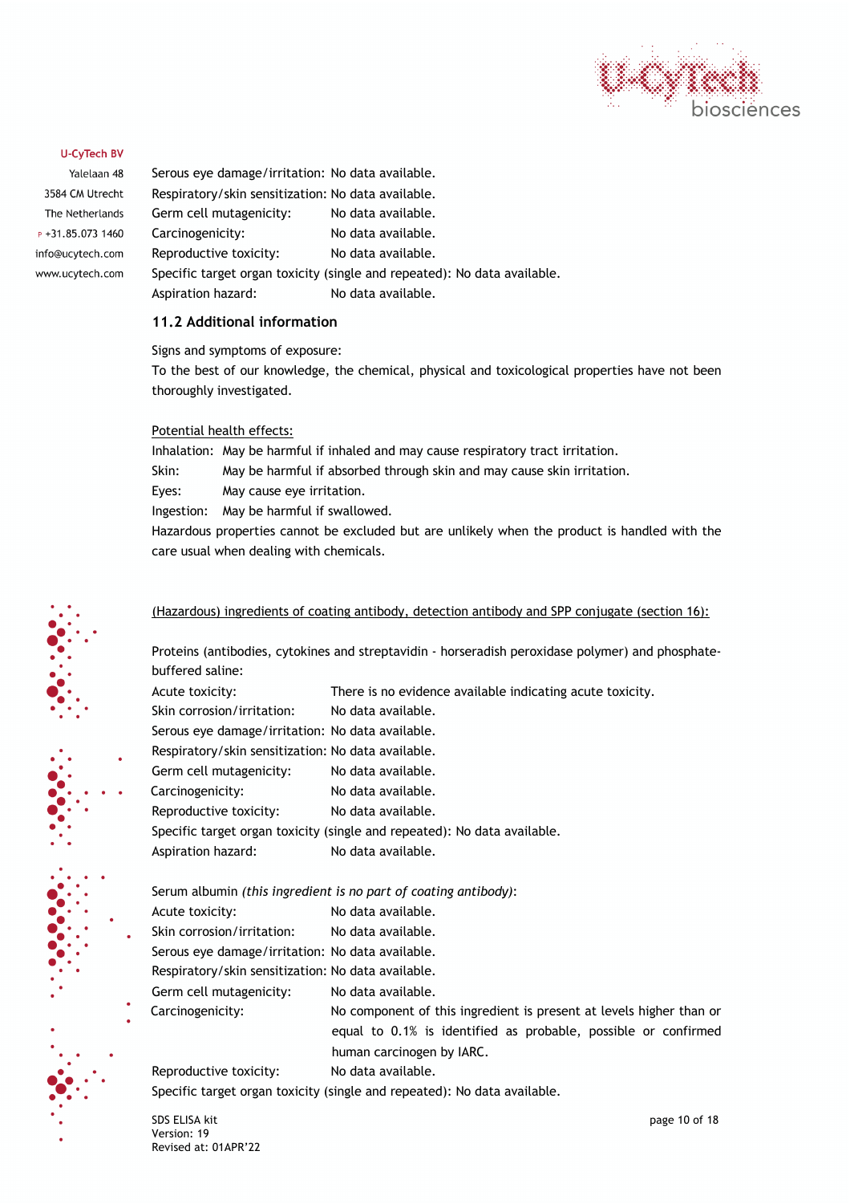| | |
|---|---|
| Serous eye damage/irritation: | No data available. |
| Respiratory/skin sensitization: | No data available. |
| Germ cell mutagenicity: | No data available. |
| Carcinogenicity: | No data available. |
| Reproductive toxicity: | No data available. |

Specific target organ toxicity (single and repeated): No data available.

| | |
|---|---|
| Aspiration hazard: | No data available. |

### 11.2 Additional information

Signs and symptoms of exposure:
To the best of our knowledge, the chemical, physical and toxicological properties have not been thoroughly investigated.

Potential health effects:

| | |
|---|---|
| Inhalation: | May be harmful if inhaled and may cause respiratory tract irritation. |
| Skin: | May be harmful if absorbed through skin and may cause skin irritation. |
| Eyes: | May cause eye irritation. |
| Ingestion: | May be harmful if swallowed. |

Hazardous properties cannot be excluded but are unlikely when the product is handled with the care usual when dealing with chemicals.

(Hazardous) ingredients of coating antibody, detection antibody and SPP conjugate (section 16):

Proteins (antibodies, cytokines and streptavidin - horseradish peroxidase polymer) and phosphate-buffered saline:

| | |
|---|---|
| Acute toxicity: | There is no evidence available indicating acute toxicity. |
| Skin corrosion/irritation: | No data available. |
| Serous eye damage/irritation: | No data available. |
| Respiratory/skin sensitization: | No data available. |
| Germ cell mutagenicity: | No data available. |
| Carcinogenicity: | No data available. |
| Reproductive toxicity: | No data available. |

Specific target organ toxicity (single and repeated): No data available.

| | |
|---|---|
| Aspiration hazard: | No data available. |

Serum albumin *(this ingredient is no part of coating antibody)*:

| | |
|---|---|
| Acute toxicity: | No data available. |
| Skin corrosion/irritation: | No data available. |
| Serous eye damage/irritation: | No data available. |
| Respiratory/skin sensitization: | No data available. |
| Germ cell mutagenicity: | No data available. |
| Carcinogenicity: | No component of this ingredient is present at levels higher than or equal to 0.1% is identified as probable, possible or confirmed human carcinogen by IARC. |
| Reproductive toxicity: | No data available. |

Specific target organ toxicity (single and repeated): No data available.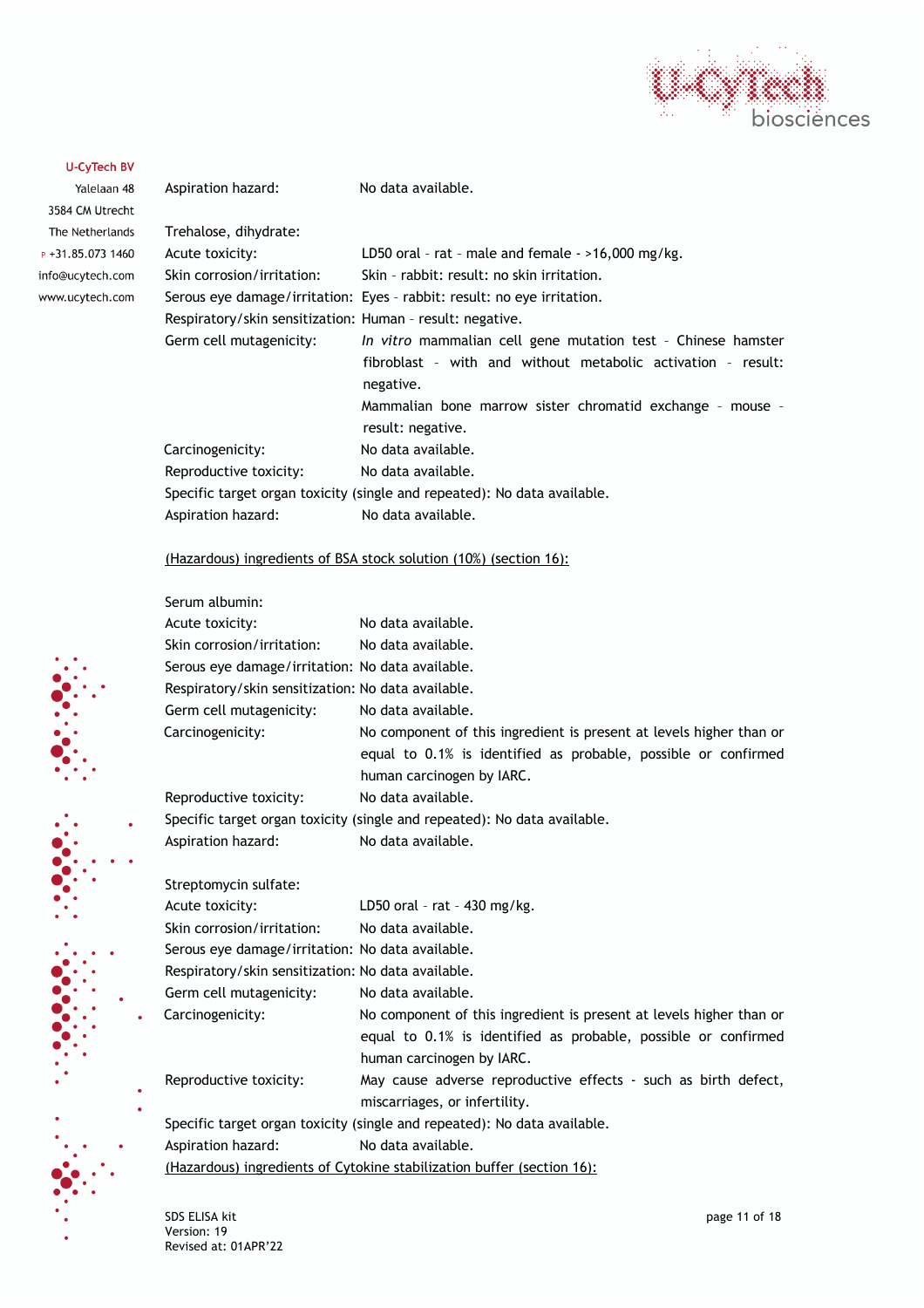Aspiration hazard: No data available.

Trehalose, dihydrate:

Acute toxicity: LD50 oral - rat - male and female - >16,000 mg/kg.

Skin corrosion/irritation: Skin - rabbit: result: no skin irritation.

Serous eye damage/irritation: Eyes - rabbit: result: no eye irritation.

Respiratory/skin sensitization: Human - result: negative.

Germ cell mutagenicity: *In vitro* mammalian cell gene mutation test - Chinese hamster fibroblast - with and without metabolic activation - result: negative.
Mammalian bone marrow sister chromatid exchange - mouse - result: negative.

Carcinogenicity: No data available.

Reproductive toxicity: No data available.

Specific target organ toxicity (single and repeated): No data available.

Aspiration hazard: No data available.

<u>(Hazardous) ingredients of BSA stock solution (10%) (section 16):</u>

Serum albumin:

Acute toxicity: No data available.

Skin corrosion/irritation: No data available.

Serous eye damage/irritation: No data available.

Respiratory/skin sensitization: No data available.

Germ cell mutagenicity: No data available.

Carcinogenicity: No component of this ingredient is present at levels higher than or equal to 0.1% is identified as probable, possible or confirmed human carcinogen by IARC.

Reproductive toxicity: No data available.

Specific target organ toxicity (single and repeated): No data available.

Aspiration hazard: No data available.

Streptomycin sulfate:

Acute toxicity: LD50 oral - rat - 430 mg/kg.

Skin corrosion/irritation: No data available.

Serous eye damage/irritation: No data available.

Respiratory/skin sensitization: No data available.

Germ cell mutagenicity: No data available.

Carcinogenicity: No component of this ingredient is present at levels higher than or equal to 0.1% is identified as probable, possible or confirmed human carcinogen by IARC.

Reproductive toxicity: May cause adverse reproductive effects - such as birth defect, miscarriages, or infertility.

Specific target organ toxicity (single and repeated): No data available.

Aspiration hazard: No data available.

<u>(Hazardous) ingredients of Cytokine stabilization buffer (section 16):</u>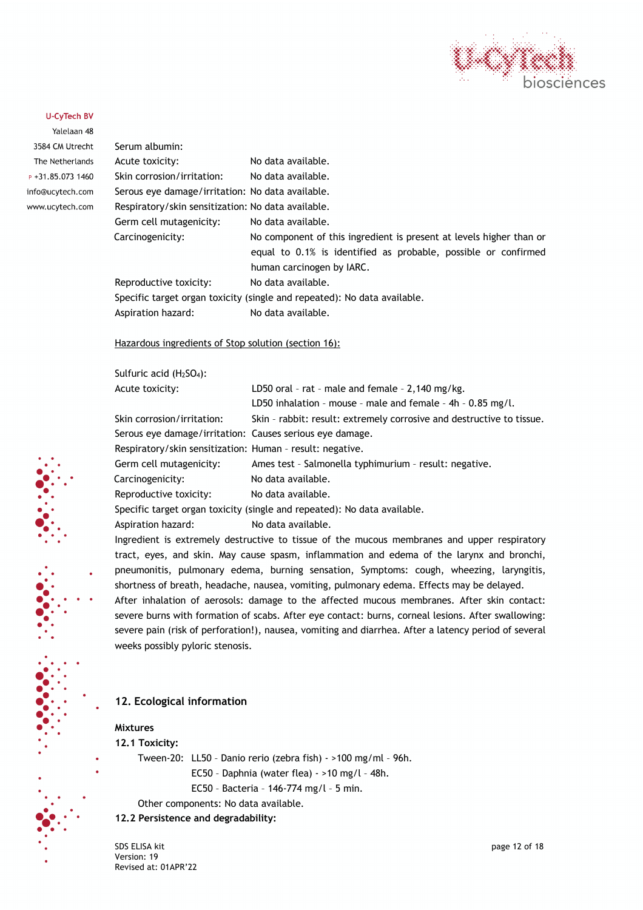Serum albumin:

| | |
|---|---|
| Acute toxicity: | No data available. |
| Skin corrosion/irritation: | No data available. |
| Serous eye damage/irritation: | No data available. |
| Respiratory/skin sensitization: | No data available. |
| Germ cell mutagenicity: | No data available. |
| Carcinogenicity: | No component of this ingredient is present at levels higher than or equal to 0.1% is identified as probable, possible or confirmed human carcinogen by IARC. |
| Reproductive toxicity: | No data available. |

Specific target organ toxicity (single and repeated): No data available.

| | |
|---|---|
| Aspiration hazard: | No data available. |

Hazardous ingredients of Stop solution (section 16):

Sulfuric acid ($H_2SO_4$):

| | |
|---|---|
| Acute toxicity: | LD50 oral – rat – male and female – 2,140 mg/kg.<br>LD50 inhalation – mouse – male and female – 4h – 0.85 mg/l. |
| Skin corrosion/irritation: | Skin – rabbit: result: extremely corrosive and destructive to tissue. |
| Serous eye damage/irritation: | Causes serious eye damage. |
| Respiratory/skin sensitization: | Human – result: negative. |
| Germ cell mutagenicity: | Ames test – Salmonella typhimurium – result: negative. |
| Carcinogenicity: | No data available. |
| Reproductive toxicity: | No data available. |

Specific target organ toxicity (single and repeated): No data available.

| | |
|---|---|
| Aspiration hazard: | No data available. |

Ingredient is extremely destructive to tissue of the mucous membranes and upper respiratory tract, eyes, and skin. May cause spasm, inflammation and edema of the larynx and bronchi, pneumonitis, pulmonary edema, burning sensation, Symptoms: cough, wheezing, laryngitis, shortness of breath, headache, nausea, vomiting, pulmonary edema. Effects may be delayed. After inhalation of aerosols: damage to the affected mucous membranes. After skin contact: severe burns with formation of scabs. After eye contact: burns, corneal lesions. After swallowing: severe pain (risk of perforation!), nausea, vomiting and diarrhea. After a latency period of several weeks possibly pyloric stenosis.

## 12. Ecological information

**Mixtures**

**12.1 Toxicity:**

Tween-20: LL50 – Danio rerio (zebra fish) - >100 mg/ml – 96h.
EC50 – Daphnia (water flea) - >10 mg/l – 48h.
EC50 – Bacteria – 146-774 mg/l – 5 min.

Other components: No data available.

**12.2 Persistence and degradability:**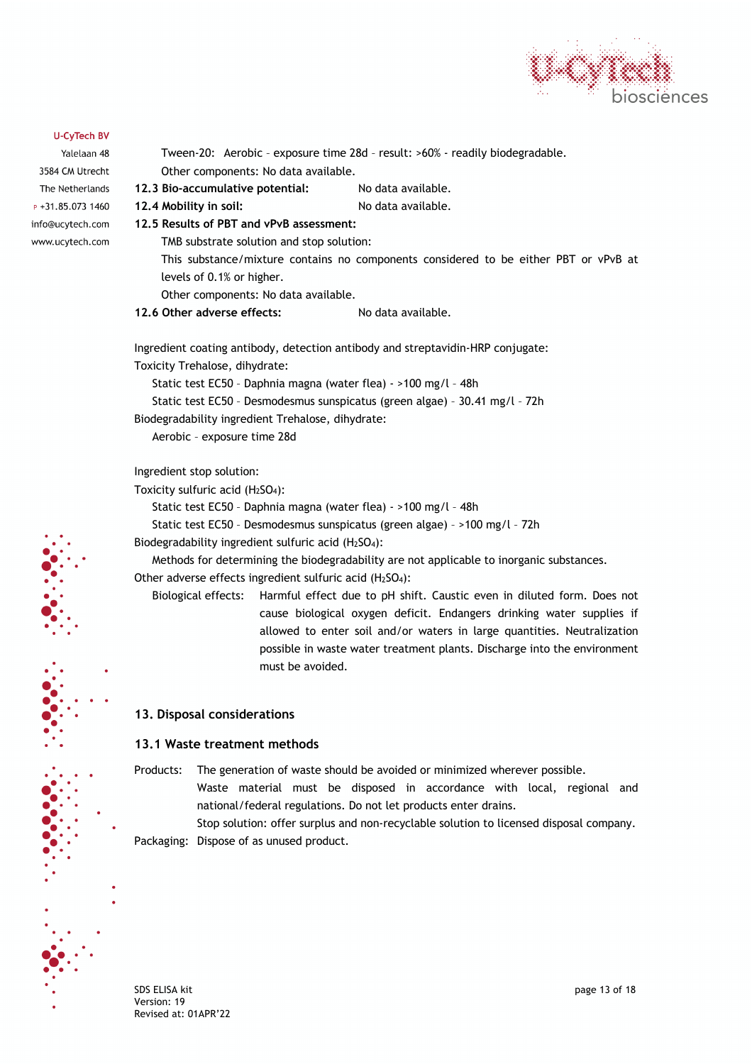Tween-20: Aerobic – exposure time 28d – result: >60% - readily biodegradable.

Other components: No data available.

**12.3 Bio-accumulative potential:** No data available.

**12.4 Mobility in soil:** No data available.

**12.5 Results of PBT and vPvB assessment:**

TMB substrate solution and stop solution:

This substance/mixture contains no components considered to be either PBT or vPvB at levels of 0.1% or higher.

Other components: No data available.

**12.6 Other adverse effects:** No data available.

Ingredient coating antibody, detection antibody and streptavidin-HRP conjugate:

Toxicity Trehalose, dihydrate:

Static test EC50 – Daphnia magna (water flea) - >100 mg/l – 48h

Static test EC50 – Desmodesmus sunspicatus (green algae) – 30.41 mg/l – 72h

Biodegradability ingredient Trehalose, dihydrate:

Aerobic – exposure time 28d

Ingredient stop solution:

Toxicity sulfuric acid ($H_2SO_4$):

Static test EC50 – Daphnia magna (water flea) - >100 mg/l – 48h

Static test EC50 – Desmodesmus sunspicatus (green algae) – >100 mg/l – 72h

Biodegradability ingredient sulfuric acid ($H_2SO_4$):

Methods for determining the biodegradability are not applicable to inorganic substances.

Other adverse effects ingredient sulfuric acid ($H_2SO_4$):

Biological effects: Harmful effect due to pH shift. Caustic even in diluted form. Does not cause biological oxygen deficit. Endangers drinking water supplies if allowed to enter soil and/or waters in large quantities. Neutralization possible in waste water treatment plants. Discharge into the environment must be avoided.

## 13. Disposal considerations

### 13.1 Waste treatment methods

Products: The generation of waste should be avoided or minimized wherever possible.
Waste material must be disposed in accordance with local, regional and national/federal regulations. Do not let products enter drains.
Stop solution: offer surplus and non-recyclable solution to licensed disposal company.

Packaging: Dispose of as unused product.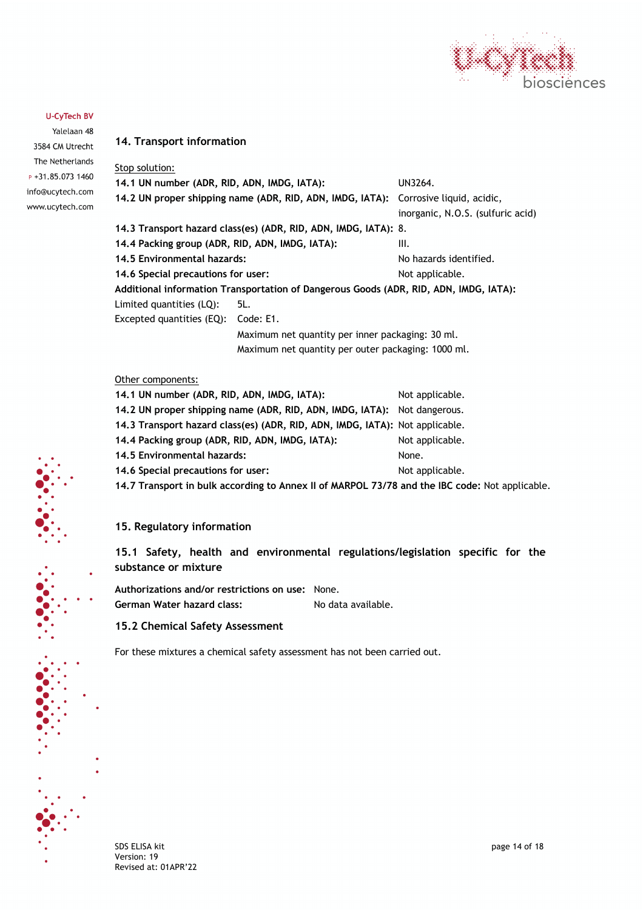## 14. Transport information

Stop solution:

**14.1 UN number (ADR, RID, ADN, IMDG, IATA):** UN3264.

**14.2 UN proper shipping name (ADR, RID, ADN, IMDG, IATA):** Corrosive liquid, acidic, inorganic, N.O.S. (sulfuric acid)

**14.3 Transport hazard class(es) (ADR, RID, ADN, IMDG, IATA):** 8.

**14.4 Packing group (ADR, RID, ADN, IMDG, IATA):** III.

**14.5 Environmental hazards:** No hazards identified.

**14.6 Special precautions for user:** Not applicable.

**Additional information Transportation of Dangerous Goods (ADR, RID, ADN, IMDG, IATA):**

Limited quantities (LQ): 5L.

Excepted quantities (EQ): Code: E1.
Maximum net quantity per inner packaging: 30 ml.
Maximum net quantity per outer packaging: 1000 ml.

Other components:

**14.1 UN number (ADR, RID, ADN, IMDG, IATA):** Not applicable.

**14.2 UN proper shipping name (ADR, RID, ADN, IMDG, IATA):** Not dangerous.

**14.3 Transport hazard class(es) (ADR, RID, ADN, IMDG, IATA):** Not applicable.

**14.4 Packing group (ADR, RID, ADN, IMDG, IATA):** Not applicable.

**14.5 Environmental hazards:** None.

**14.6 Special precautions for user:** Not applicable.

**14.7 Transport in bulk according to Annex II of MARPOL 73/78 and the IBC code:** Not applicable.

## 15. Regulatory information

### 15.1 Safety, health and environmental regulations/legislation specific for the substance or mixture

**Authorizations and/or restrictions on use:** None.

**German Water hazard class:** No data available.

### 15.2 Chemical Safety Assessment

For these mixtures a chemical safety assessment has not been carried out.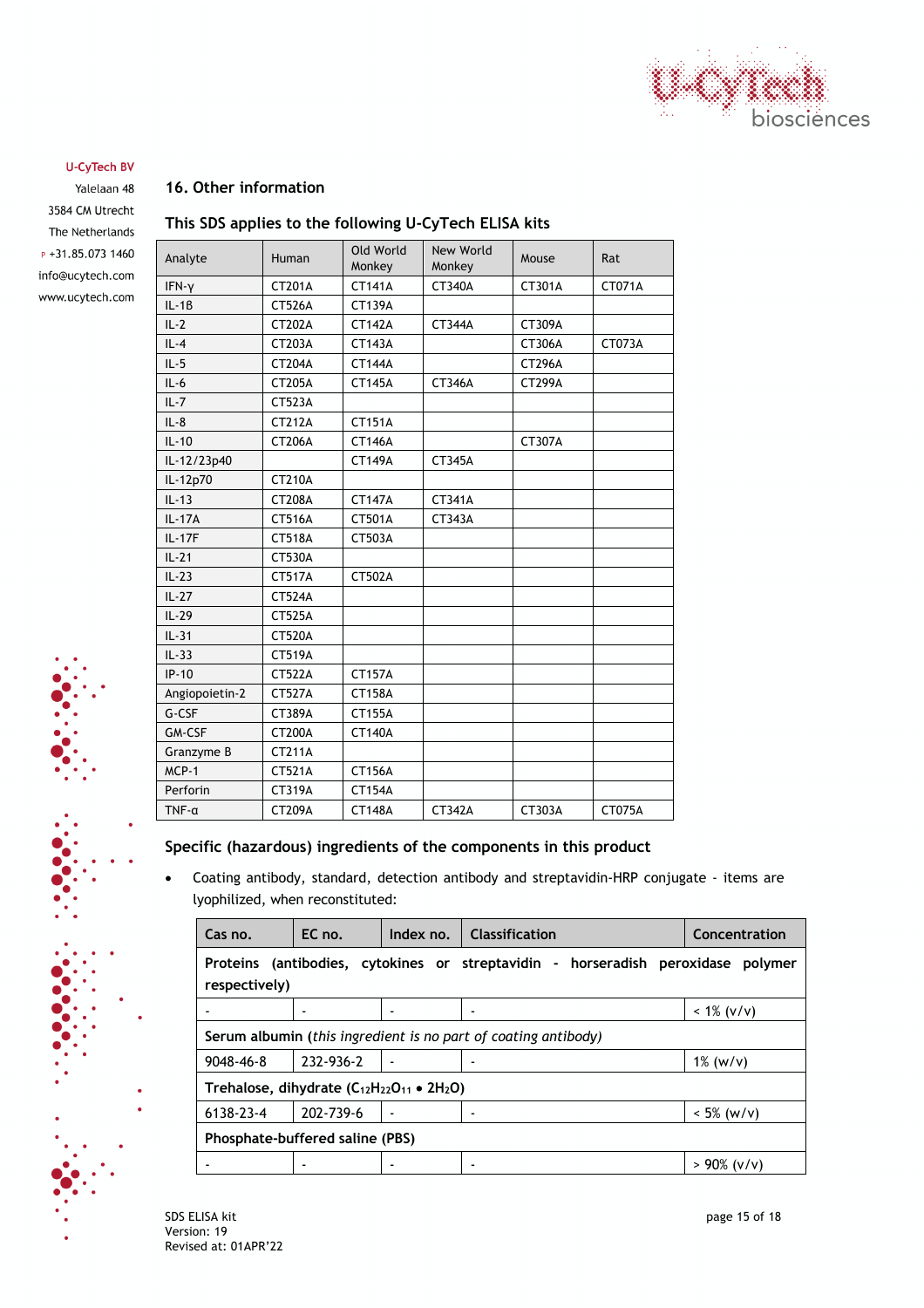U-CyTech BV
Yalelaan 48
3584 CM Utrecht
The Netherlands
P +31.85.073 1460
info@ucytech.com
www.ucytech.com

## 16. Other information

### This SDS applies to the following U-CyTech ELISA kits

| Analyte | Human | Old World Monkey | New World Monkey | Mouse | Rat |
|---|---|---|---|---|---|
| IFN-γ | CT201A | CT141A | CT340A | CT301A | CT071A |
| IL-1β | CT526A | CT139A | | | |
| IL-2 | CT202A | CT142A | CT344A | CT309A | |
| IL-4 | CT203A | CT143A | | CT306A | CT073A |
| IL-5 | CT204A | CT144A | | CT296A | |
| IL-6 | CT205A | CT145A | CT346A | CT299A | |
| IL-7 | CT523A | | | | |
| IL-8 | CT212A | CT151A | | | |
| IL-10 | CT206A | CT146A | | CT307A | |
| IL-12/23p40 | | CT149A | CT345A | | |
| IL-12p70 | CT210A | | | | |
| IL-13 | CT208A | CT147A | CT341A | | |
| IL-17A | CT516A | CT501A | CT343A | | |
| IL-17F | CT518A | CT503A | | | |
| IL-21 | CT530A | | | | |
| IL-23 | CT517A | CT502A | | | |
| IL-27 | CT524A | | | | |
| IL-29 | CT525A | | | | |
| IL-31 | CT520A | | | | |
| IL-33 | CT519A | | | | |
| IP-10 | CT522A | CT157A | | | |
| Angiopoietin-2 | CT527A | CT158A | | | |
| G-CSF | CT389A | CT155A | | | |
| GM-CSF | CT200A | CT140A | | | |
| Granzyme B | CT211A | | | | |
| MCP-1 | CT521A | CT156A | | | |
| Perforin | CT319A | CT154A | | | |
| TNF-α | CT209A | CT148A | CT342A | CT303A | CT075A |

### Specific (hazardous) ingredients of the components in this product

- Coating antibody, standard, detection antibody and streptavidin-HRP conjugate - items are lyophilized, when reconstituted:

| Cas no. | EC no. | Index no. | Classification | Concentration |
|---|---|---|---|---|
| **Proteins (antibodies, cytokines or streptavidin - horseradish peroxidase polymer respectively)** | | | | |
| - | - | - | - | < 1% (v/v) |
| **Serum albumin** (*this ingredient is no part of coating antibody*) | | | | |
| 9048-46-8 | 232-936-2 | - | - | 1% (w/v) |
| **Trehalose, dihydrate ($C_{12}H_{22}O_{11} \bullet 2H_2O$)** | | | | |
| 6138-23-4 | 202-739-6 | - | - | < 5% (w/v) |
| **Phosphate-buffered saline (PBS)** | | | | |
| - | - | - | - | > 90% (v/v) |

SDS ELISA kit
Version: 19
Revised at: 01APR'22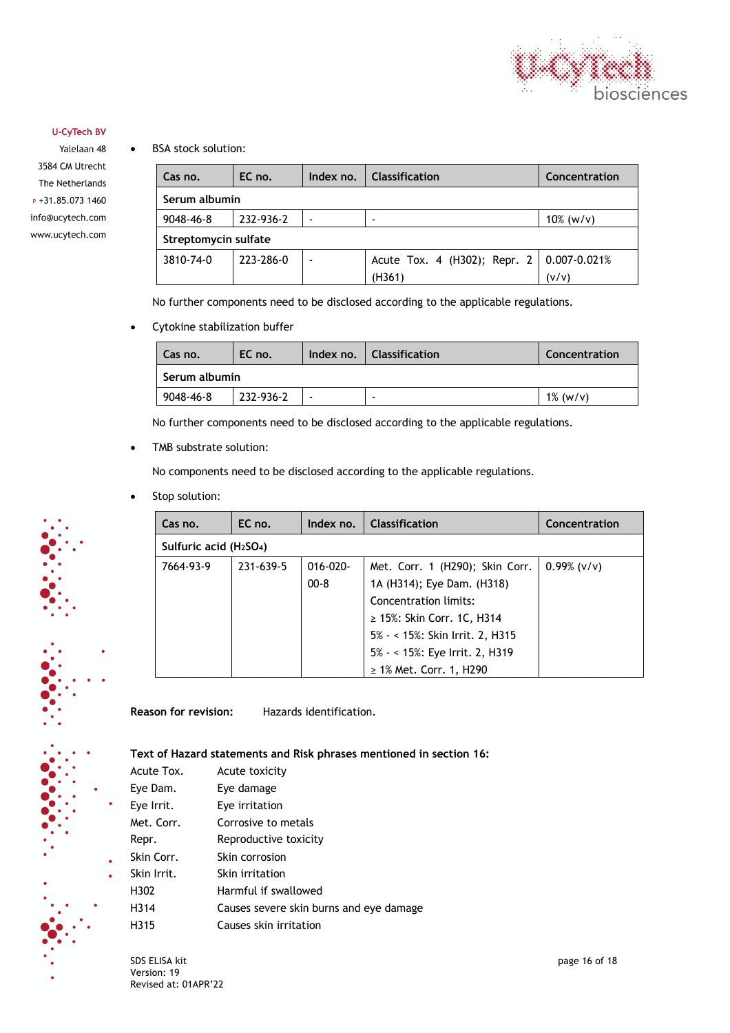- BSA stock solution:

| Cas no. | EC no. | Index no. | Classification | Concentration |
|---|---|---|---|---|
| **Serum albumin** | | | | |
| 9048-46-8 | 232-936-2 | - | - | 10% (w/v) |
| **Streptomycin sulfate** | | | | |
| 3810-74-0 | 223-286-0 | - | Acute Tox. 4 (H302); Repr. 2 (H361) | 0.007-0.021% (v/v) |

No further components need to be disclosed according to the applicable regulations.

- Cytokine stabilization buffer

| Cas no. | EC no. | Index no. | Classification | Concentration |
|---|---|---|---|---|
| **Serum albumin** | | | | |
| 9048-46-8 | 232-936-2 | - | - | 1% (w/v) |

No further components need to be disclosed according to the applicable regulations.

- TMB substrate solution:

No components need to be disclosed according to the applicable regulations.

- Stop solution:

| Cas no. | EC no. | Index no. | Classification | Concentration |
|---|---|---|---|---|
| **Sulfuric acid ($H_2SO_4$)** | | | | |
| 7664-93-9 | 231-639-5 | 016-020-00-8 | Met. Corr. 1 (H290); Skin Corr. 1A (H314); Eye Dam. (H318)<br>Concentration limits:<br>≥ 15%: Skin Corr. 1C, H314<br>5% - < 15%: Skin Irrit. 2, H315<br>5% - < 15%: Eye Irrit. 2, H319<br>≥ 1% Met. Corr. 1, H290 | 0.99% (v/v) |

**Reason for revision:** Hazards identification.

**Text of Hazard statements and Risk phrases mentioned in section 16:**

| | |
|---|---|
| Acute Tox. | Acute toxicity |
| Eye Dam. | Eye damage |
| Eye Irrit. | Eye irritation |
| Met. Corr. | Corrosive to metals |
| Repr. | Reproductive toxicity |
| Skin Corr. | Skin corrosion |
| Skin Irrit. | Skin irritation |
| H302 | Harmful if swallowed |
| H314 | Causes severe skin burns and eye damage |
| H315 | Causes skin irritation |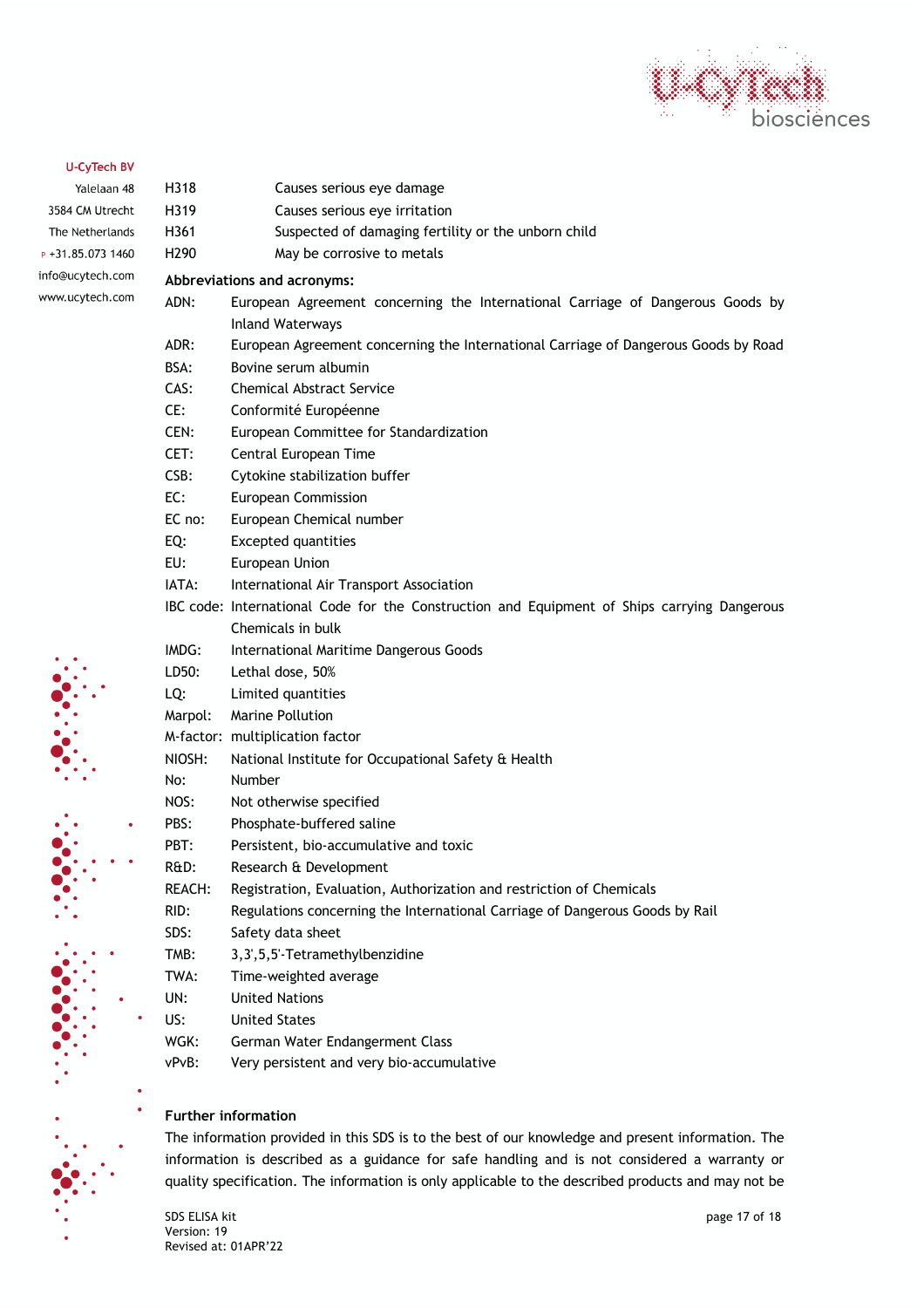| | |
|---|---|
| H318 | Causes serious eye damage |
| H319 | Causes serious eye irritation |
| H361 | Suspected of damaging fertility or the unborn child |
| H290 | May be corrosive to metals |

**Abbreviations and acronyms:**

| | |
|---|---|
| ADN: | European Agreement concerning the International Carriage of Dangerous Goods by Inland Waterways |
| ADR: | European Agreement concerning the International Carriage of Dangerous Goods by Road |
| BSA: | Bovine serum albumin |
| CAS: | Chemical Abstract Service |
| CE: | Conformité Européenne |
| CEN: | European Committee for Standardization |
| CET: | Central European Time |
| CSB: | Cytokine stabilization buffer |
| EC: | European Commission |
| EC no: | European Chemical number |
| EQ: | Excepted quantities |
| EU: | European Union |
| IATA: | International Air Transport Association |
| IBC code: | International Code for the Construction and Equipment of Ships carrying Dangerous Chemicals in bulk |
| IMDG: | International Maritime Dangerous Goods |
| LD50: | Lethal dose, 50% |
| LQ: | Limited quantities |
| Marpol: | Marine Pollution |
| M-factor: | multiplication factor |
| NIOSH: | National Institute for Occupational Safety & Health |
| No: | Number |
| NOS: | Not otherwise specified |
| PBS: | Phosphate-buffered saline |
| PBT: | Persistent, bio-accumulative and toxic |
| R&D: | Research & Development |
| REACH: | Registration, Evaluation, Authorization and restriction of Chemicals |
| RID: | Regulations concerning the International Carriage of Dangerous Goods by Rail |
| SDS: | Safety data sheet |
| TMB: | 3,3',5,5'-Tetramethylbenzidine |
| TWA: | Time-weighted average |
| UN: | United Nations |
| US: | United States |
| WGK: | German Water Endangerment Class |
| vPvB: | Very persistent and very bio-accumulative |

**Further information**

The information provided in this SDS is to the best of our knowledge and present information. The information is described as a guidance for safe handling and is not considered a warranty or quality specification. The information is only applicable to the described products and may not be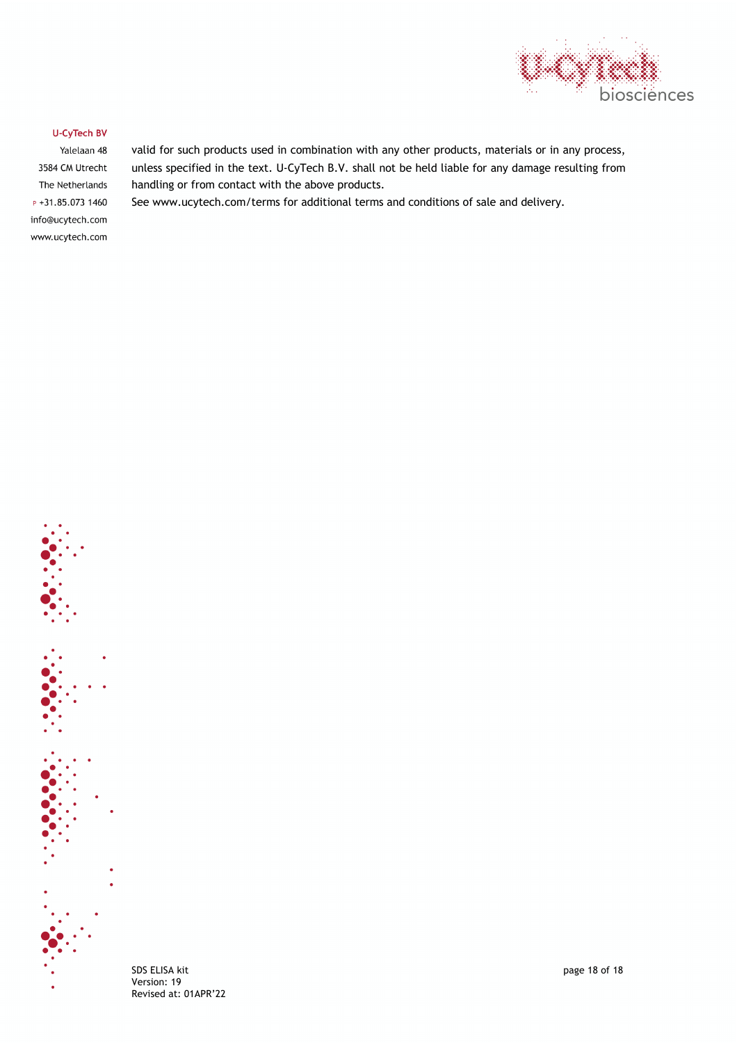valid for such products used in combination with any other products, materials or in any process, unless specified in the text. U-CyTech B.V. shall not be held liable for any damage resulting from handling or from contact with the above products.

See www.ucytech.com/terms for additional terms and conditions of sale and delivery.